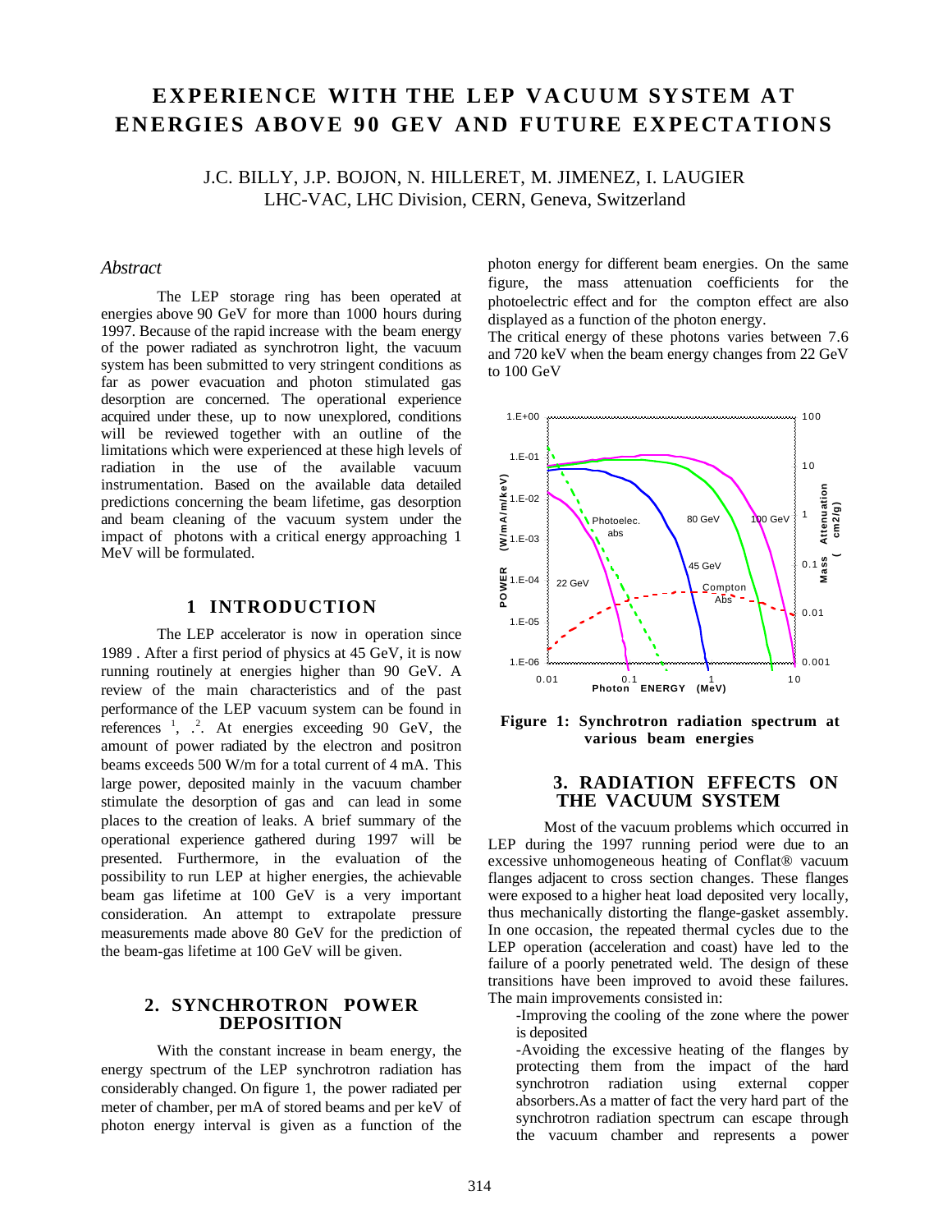# EXPERIENCE WITH THE LEP VACUUM SYSTEM AT ENERGIES ABOVE 90 GEV AND FUTURE EXPECTATIONS

J.C. BILLY, J.P. BOJON, N. HILLERET, M. JIMENEZ, I. LAUGIER
LHC-VAC, LHC Division, CERN, Geneva, Switzerland

## *Abstract*

The LEP storage ring has been operated at energies above 90 GeV for more than 1000 hours during 1997. Because of the rapid increase with the beam energy of the power radiated as synchrotron light, the vacuum system has been submitted to very stringent conditions as far as power evacuation and photon stimulated gas desorption are concerned. The operational experience acquired under these, up to now unexplored, conditions will be reviewed together with an outline of the limitations which were experienced at these high levels of radiation in the use of the available vacuum instrumentation. Based on the available data detailed predictions concerning the beam lifetime, gas desorption and beam cleaning of the vacuum system under the impact of photons with a critical energy approaching 1 MeV will be formulated.

## 1 INTRODUCTION

The LEP accelerator is now in operation since 1989 . After a first period of physics at 45 GeV, it is now running routinely at energies higher than 90 GeV. A review of the main characteristics and of the past performance of the LEP vacuum system can be found in references [1], [2]. At energies exceeding 90 GeV, the amount of power radiated by the electron and positron beams exceeds 500 W/m for a total current of 4 mA. This large power, deposited mainly in the vacuum chamber stimulate the desorption of gas and can lead in some places to the creation of leaks. A brief summary of the operational experience gathered during 1997 will be presented. Furthermore, in the evaluation of the possibility to run LEP at higher energies, the achievable beam gas lifetime at 100 GeV is a very important consideration. An attempt to extrapolate pressure measurements made above 80 GeV for the prediction of the beam-gas lifetime at 100 GeV will be given.

## 2. SYNCHROTRON POWER DEPOSITION

With the constant increase in beam energy, the energy spectrum of the LEP synchrotron radiation has considerably changed. On figure 1, the power radiated per meter of chamber, per mA of stored beams and per keV of photon energy interval is given as a function of the photon energy for different beam energies. On the same figure, the mass attenuation coefficients for the photoelectric effect and for the compton effect are also displayed as a function of the photon energy.

The critical energy of these photons varies between 7.6 and 720 keV when the beam energy changes from 22 GeV to 100 GeV

**Figure 1: Synchrotron radiation spectrum at various beam energies**

## 3. RADIATION EFFECTS ON THE VACUUM SYSTEM

Most of the vacuum problems which occurred in LEP during the 1997 running period were due to an excessive unhomogeneous heating of Conflat® vacuum flanges adjacent to cross section changes. These flanges were exposed to a higher heat load deposited very locally, thus mechanically distorting the flange-gasket assembly. In one occasion, the repeated thermal cycles due to the LEP operation (acceleration and coast) have led to the failure of a poorly penetrated weld. The design of these transitions have been improved to avoid these failures. The main improvements consisted in:

- Improving the cooling of the zone where the power is deposited
- Avoiding the excessive heating of the flanges by protecting them from the impact of the hard synchrotron radiation using external copper absorbers.As a matter of fact the very hard part of the synchrotron radiation spectrum can escape through the vacuum chamber and represents a power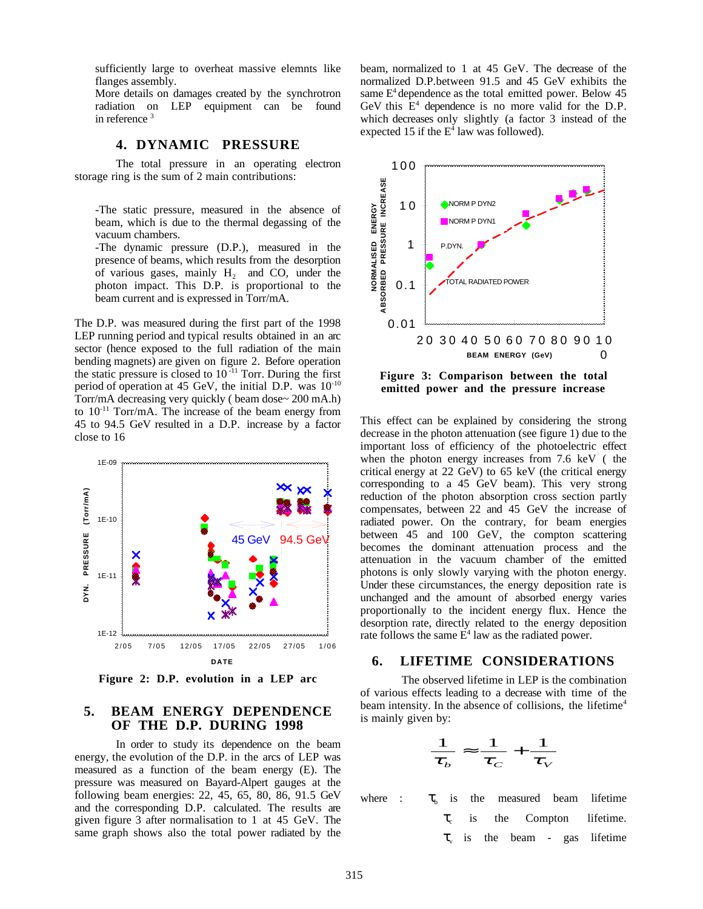sufficiently large to overheat massive elemnts like flanges assembly.
More details on damages created by the synchrotron radiation on LEP equipment can be found in reference [3]

## 4. DYNAMIC PRESSURE

The total pressure in an operating electron storage ring is the sum of 2 main contributions:

-The static pressure, measured in the absence of beam, which is due to the thermal degassing of the vacuum chambers.
-The dynamic pressure (D.P.), measured in the presence of beams, which results from the desorption of various gases, mainly $H_2$ and CO, under the photon impact. This D.P. is proportional to the beam current and is expressed in Torr/mA.

The D.P. was measured during the first part of the 1998 LEP running period and typical results obtained in an arc sector (hence exposed to the full radiation of the main bending magnets) are given on figure 2. Before operation the static pressure is closed to $10^{-11}$ Torr. During the first period of operation at 45 GeV, the initial D.P. was $10^{-10}$ Torr/mA decreasing very quickly ( beam dose~ 200 mA.h) to $10^{-11}$ Torr/mA. The increase of the beam energy from 45 to 94.5 GeV resulted in a D.P. increase by a factor close to 16

Figure 2: D.P. evolution in a LEP arc

## 5. BEAM ENERGY DEPENDENCE OF THE D.P. DURING 1998

In order to study its dependence on the beam energy, the evolution of the D.P. in the arcs of LEP was measured as a function of the beam energy (E). The pressure was measured on Bayard-Alpert gauges at the following beam energies: 22, 45, 65, 80, 86, 91.5 GeV and the corresponding D.P. calculated. The results are given figure 3 after normalisation to 1 at 45 GeV. The same graph shows also the total power radiated by the beam, normalized to 1 at 45 GeV. The decrease of the normalized D.P.between 91.5 and 45 GeV exhibits the same $E^4$ dependence as the total emitted power. Below 45 GeV this $E^4$ dependence is no more valid for the D.P. which decreases only slightly (a factor 3 instead of the expected 15 if the $E^4$ law was followed).

Figure 3: Comparison between the total emitted power and the pressure increase

This effect can be explained by considering the strong decrease in the photon attenuation (see figure 1) due to the important loss of efficiency of the photoelectric effect when the photon energy increases from 7.6 keV ( the critical energy at 22 GeV) to 65 keV (the critical energy corresponding to a 45 GeV beam). This very strong reduction of the photon absorption cross section partly compensates, between 22 and 45 GeV the increase of radiated power. On the contrary, for beam energies between 45 and 100 GeV, the compton scattering becomes the dominant attenuation process and the attenuation in the vacuum chamber of the emitted photons is only slowly varying with the photon energy. Under these circumstances, the energy deposition rate is unchanged and the amount of absorbed energy varies proportionally to the incident energy flux. Hence the desorption rate, directly related to the energy deposition rate follows the same $E^4$ law as the radiated power.

## 6. LIFETIME CONSIDERATIONS

The observed lifetime in LEP is the combination of various effects leading to a decrease with time of the beam intensity. In the absence of collisions, the lifetime[4] is mainly given by:

$$\frac{1}{\tau_b} \approx \frac{1}{\tau_C} + \frac{1}{\tau_V}$$

where : $\tau_b$ is the measured beam lifetime
$\tau_c$ is the Compton lifetime.
$\tau_v$ is the beam - gas lifetime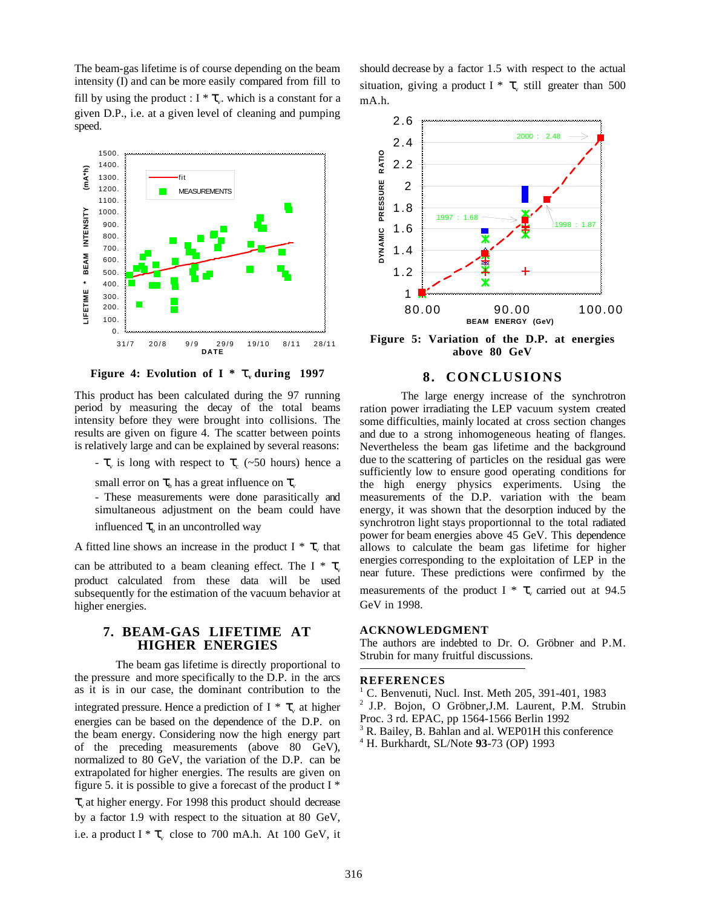The beam-gas lifetime is of course depending on the beam intensity (I) and can be more easily compared from fill to fill by using the product : I * $\tau_v$. which is a constant for a given D.P., i.e. at a given level of cleaning and pumping speed.

1500.
1400.
1300.
1200.
1100.
1000.
900.
800.
700.
600.
500.
400.
300.
200.
100.
0.

LIFETIME * BEAM INTENSITY (mA*h)

fit
MEASUREMENTS

31/7 20/8 9/9 29/9 19/10 8/11 28/11
DATE

**Figure 4: Evolution of I * $\tau_v$ during 1997**

This product has been calculated during the 97 running period by measuring the decay of the beams intensity before they were brought into collisions. The results are given on figure 4. The scatter between points is relatively large and can be explained by several reasons:

- $\tau_v$ is long with respect to $\tau_c$ (~50 hours) hence a small error on $\tau_b$ has a great influence on $\tau_v$
- These measurements were done parasitically and simultaneous adjustment on the beam could have influenced $\tau_b$ in an uncontrolled way

A fitted line shows an increase in the product I * $\tau_v$ that can be attributed to a beam cleaning effect. The I * $\tau_v$ product calculated from these data will be used subsequently for the estimation of the vacuum behavior at higher energies.

## 7. BEAM-GAS LIFETIME AT HIGHER ENERGIES

The beam gas lifetime is directly proportional to the pressure and more specifically to the D.P. in the arcs as it is in our case, the dominant contribution to the integrated pressure. Hence a prediction of I * $\tau_v$ at higher energies can be based on the dependence of the D.P. on the beam energy. Considering now the high energy part of the preceding measurements (above 80 GeV), normalized to 80 GeV, the variation of the D.P. can be extrapolated for higher energies. The results are given on figure 5. it is possible to give a forecast of the product I * $\tau_v$ at higher energy. For 1998 this product should decrease by a factor 1.9 with respect to the situation at 80 GeV, i.e. a product I * $\tau_v$ close to 700 mA.h. At 100 GeV, it should decrease by a factor 1.5 with respect to the actual situation, giving a product I * $\tau_v$ still greater than 500 mA.h.

2.6
2.4
2.2
2
1.8
1.6
1.4
1.2
1

DYNAMIC PRESSURE RATIO

2000 ; 2.48
1997 : 1.68
1998 : 1.87

80.00 90.00 100.00
BEAM ENERGY (GeV)

**Figure 5: Variation of the D.P. at energies above 80 GeV**

## 8. CONCLUSIONS

The large energy increase of the synchrotron ration power irradiating the LEP vacuum system created some difficulties, mainly located at cross section changes and due to a strong inhomogeneous heating of flanges. Nevertheless the beam gas lifetime and the background due to the scattering of particles on the residual gas were sufficiently low to ensure good operating conditions for the high energy physics experiments. Using the measurements of the D.P. variation with the beam energy, it was shown that the desorption induced by the synchrotron light stays proportionnal to the total radiated power for beam energies above 45 GeV. This dependence allows to calculate the beam gas lifetime for higher energies corresponding to the exploitation of LEP in the near future. These predictions were confirmed by the measurements of the product I * $\tau_v$ carried out at 94.5 GeV in 1998.

## ACKNOWLEDGMENT

The authors are indebted to Dr. O. Gröbner and P.M. Strubin for many fruitful discussions.

## REFERENCES

[1] C. Benvenuti, Nucl. Inst. Meth 205, 391-401, 1983
[2] J.P. Bojon, O Gröbner,J.M. Laurent, P.M. Strubin Proc. 3 rd. EPAC, pp 1564-1566 Berlin 1992
[3] R. Bailey, B. Bahlan and al. WEP01H this conference
[4] H. Burkhardt, SL/Note **93**-73 (OP) 1993